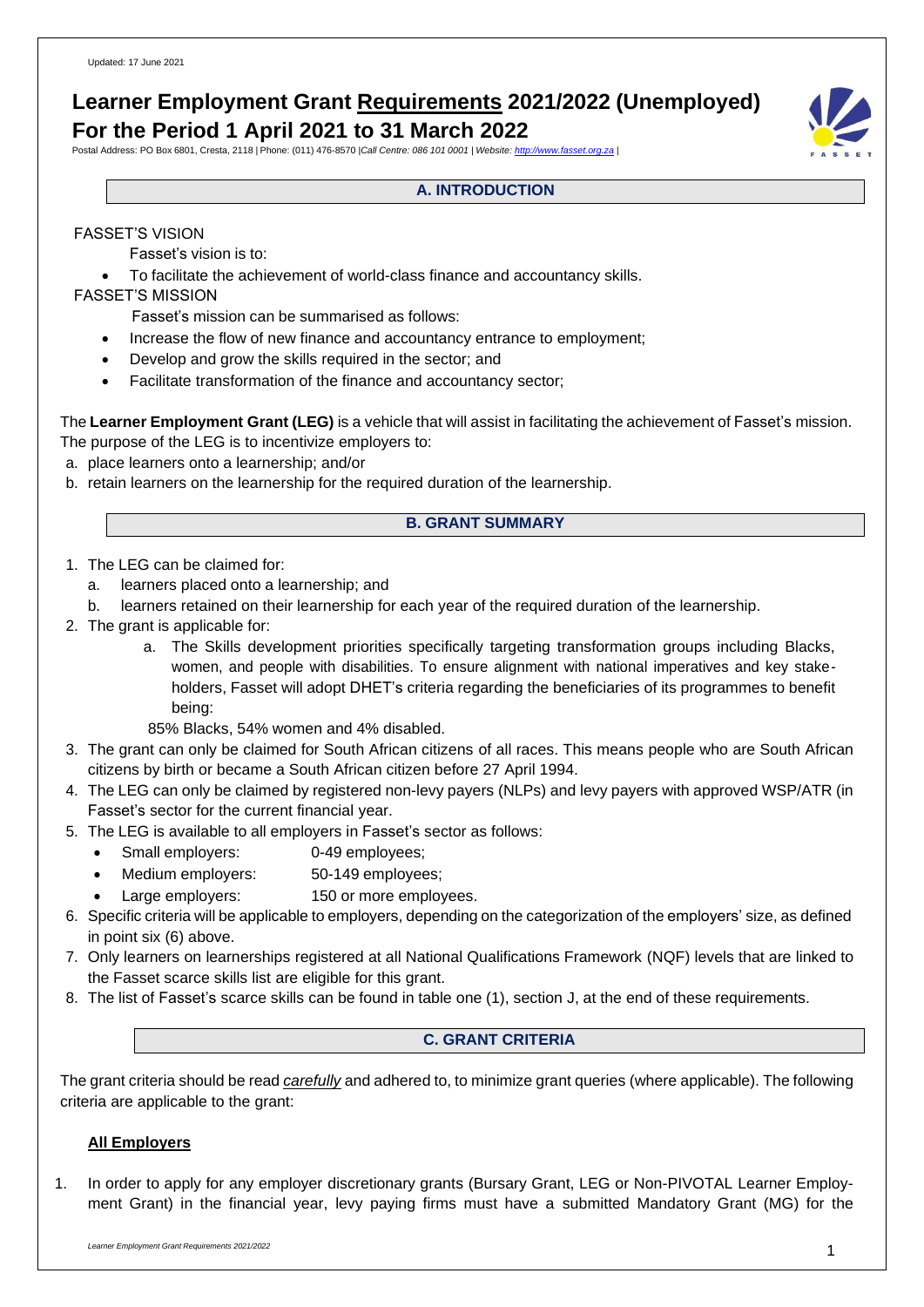Updated: 17 June 2021

# Learner Employment Grant Requirements 2021/2022 (Unemployed) For the Period 1 April 2021 to 31 March 2022

Postal Address: PO Box 6801, Cresta, 2118 | Phone: (011) 476-8570 |*Call Centre: 086 101 0001 | Website: http://www.fasset.org.za* |

## A. INTRODUCTION

FASSET'S VISION

Fasset's vision is to:

- To facilitate the achievement of world-class finance and accountancy skills.

FASSET'S MISSION

Fasset's mission can be summarised as follows:

- Increase the flow of new finance and accountancy entrance to employment;
- Develop and grow the skills required in the sector; and
- Facilitate transformation of the finance and accountancy sector;

The **Learner Employment Grant (LEG)** is a vehicle that will assist in facilitating the achievement of Fasset's mission. The purpose of the LEG is to incentivize employers to:

a. place learners onto a learnership; and/or
b. retain learners on the learnership for the required duration of the learnership.

## B. GRANT SUMMARY

1. The LEG can be claimed for:
   a. learners placed onto a learnership; and
   b. learners retained on their learnership for each year of the required duration of the learnership.
2. The grant is applicable for:
   a. The Skills development priorities specifically targeting transformation groups including Blacks, women, and people with disabilities. To ensure alignment with national imperatives and key stakeholders, Fasset will adopt DHET's criteria regarding the beneficiaries of its programmes to benefit being:

   85% Blacks, 54% women and 4% disabled.
3. The grant can only be claimed for South African citizens of all races. This means people who are South African citizens by birth or became a South African citizen before 27 April 1994.
4. The LEG can only be claimed by registered non-levy payers (NLPs) and levy payers with approved WSP/ATR (in Fasset's sector for the current financial year.
5. The LEG is available to all employers in Fasset's sector as follows:
   - Small employers: 0-49 employees;
   - Medium employers: 50-149 employees;
   - Large employers: 150 or more employees.
6. Specific criteria will be applicable to employers, depending on the categorization of the employers' size, as defined in point six (6) above.
7. Only learners on learnerships registered at all National Qualifications Framework (NQF) levels that are linked to the Fasset scarce skills list are eligible for this grant.
8. The list of Fasset's scarce skills can be found in table one (1), section J, at the end of these requirements.

## C. GRANT CRITERIA

The grant criteria should be read *carefully* and adhered to, to minimize grant queries (where applicable). The following criteria are applicable to the grant:

### All Employers

1. In order to apply for any employer discretionary grants (Bursary Grant, LEG or Non-PIVOTAL Learner Employment Grant) in the financial year, levy paying firms must have a submitted Mandatory Grant (MG) for the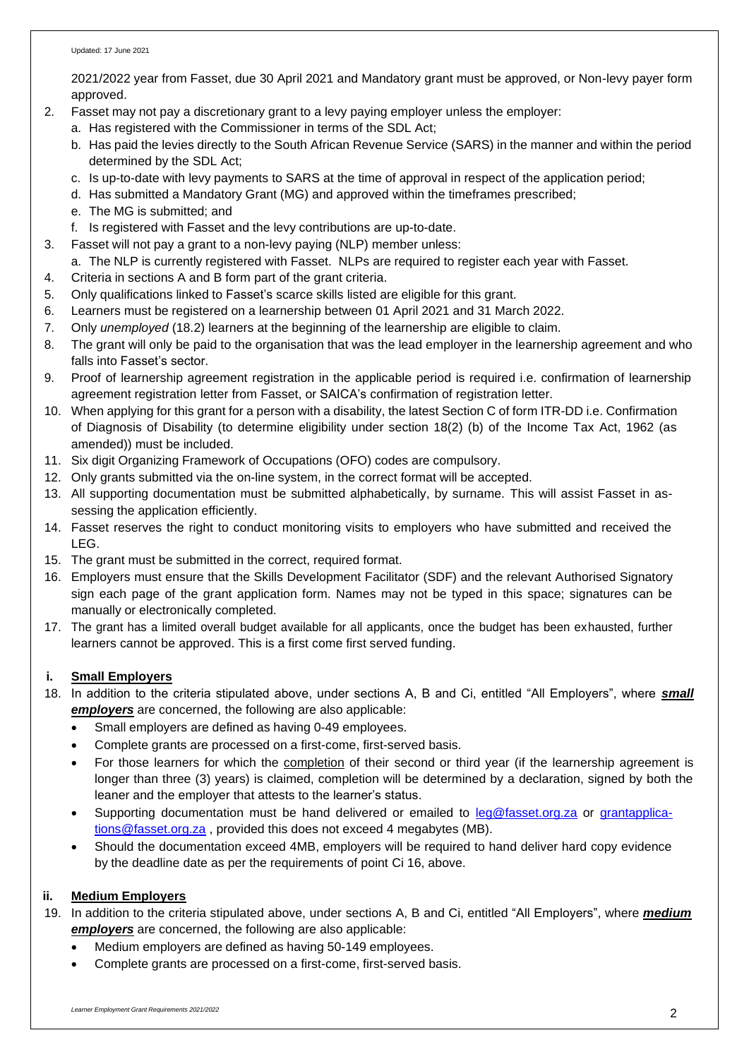2021/2022 year from Fasset, due 30 April 2021 and Mandatory grant must be approved, or Non-levy payer form approved.

2. Fasset may not pay a discretionary grant to a levy paying employer unless the employer:
   a. Has registered with the Commissioner in terms of the SDL Act;
   b. Has paid the levies directly to the South African Revenue Service (SARS) in the manner and within the period determined by the SDL Act;
   c. Is up-to-date with levy payments to SARS at the time of approval in respect of the application period;
   d. Has submitted a Mandatory Grant (MG) and approved within the timeframes prescribed;
   e. The MG is submitted; and
   f. Is registered with Fasset and the levy contributions are up-to-date.
3. Fasset will not pay a grant to a non-levy paying (NLP) member unless:
   a. The NLP is currently registered with Fasset. NLPs are required to register each year with Fasset.
4. Criteria in sections A and B form part of the grant criteria.
5. Only qualifications linked to Fasset's scarce skills listed are eligible for this grant.
6. Learners must be registered on a learnership between 01 April 2021 and 31 March 2022.
7. Only *unemployed* (18.2) learners at the beginning of the learnership are eligible to claim.
8. The grant will only be paid to the organisation that was the lead employer in the learnership agreement and who falls into Fasset's sector.
9. Proof of learnership agreement registration in the applicable period is required i.e. confirmation of learnership agreement registration letter from Fasset, or SAICA's confirmation of registration letter.
10. When applying for this grant for a person with a disability, the latest Section C of form ITR-DD i.e. Confirmation of Diagnosis of Disability (to determine eligibility under section 18(2) (b) of the Income Tax Act, 1962 (as amended)) must be included.
11. Six digit Organizing Framework of Occupations (OFO) codes are compulsory.
12. Only grants submitted via the on-line system, in the correct format will be accepted.
13. All supporting documentation must be submitted alphabetically, by surname. This will assist Fasset in assessing the application efficiently.
14. Fasset reserves the right to conduct monitoring visits to employers who have submitted and received the LEG.
15. The grant must be submitted in the correct, required format.
16. Employers must ensure that the Skills Development Facilitator (SDF) and the relevant Authorised Signatory sign each page of the grant application form. Names may not be typed in this space; signatures can be manually or electronically completed.
17. The grant has a limited overall budget available for all applicants, once the budget has been exhausted, further learners cannot be approved. This is a first come first served funding.

### i. Small Employers

18. In addition to the criteria stipulated above, under sections A, B and Ci, entitled "All Employers", where ***small employers*** are concerned, the following are also applicable:
    - Small employers are defined as having 0-49 employees.
    - Complete grants are processed on a first-come, first-served basis.
    - For those learners for which the completion of their second or third year (if the learnership agreement is longer than three (3) years) is claimed, completion will be determined by a declaration, signed by both the leaner and the employer that attests to the learner's status.
    - Supporting documentation must be hand delivered or emailed to leg@fasset.org.za or grantapplications@fasset.org.za , provided this does not exceed 4 megabytes (MB).
    - Should the documentation exceed 4MB, employers will be required to hand deliver hard copy evidence by the deadline date as per the requirements of point Ci 16, above.

### ii. Medium Employers

19. In addition to the criteria stipulated above, under sections A, B and Ci, entitled "All Employers", where ***medium employers*** are concerned, the following are also applicable:
    - Medium employers are defined as having 50-149 employees.
    - Complete grants are processed on a first-come, first-served basis.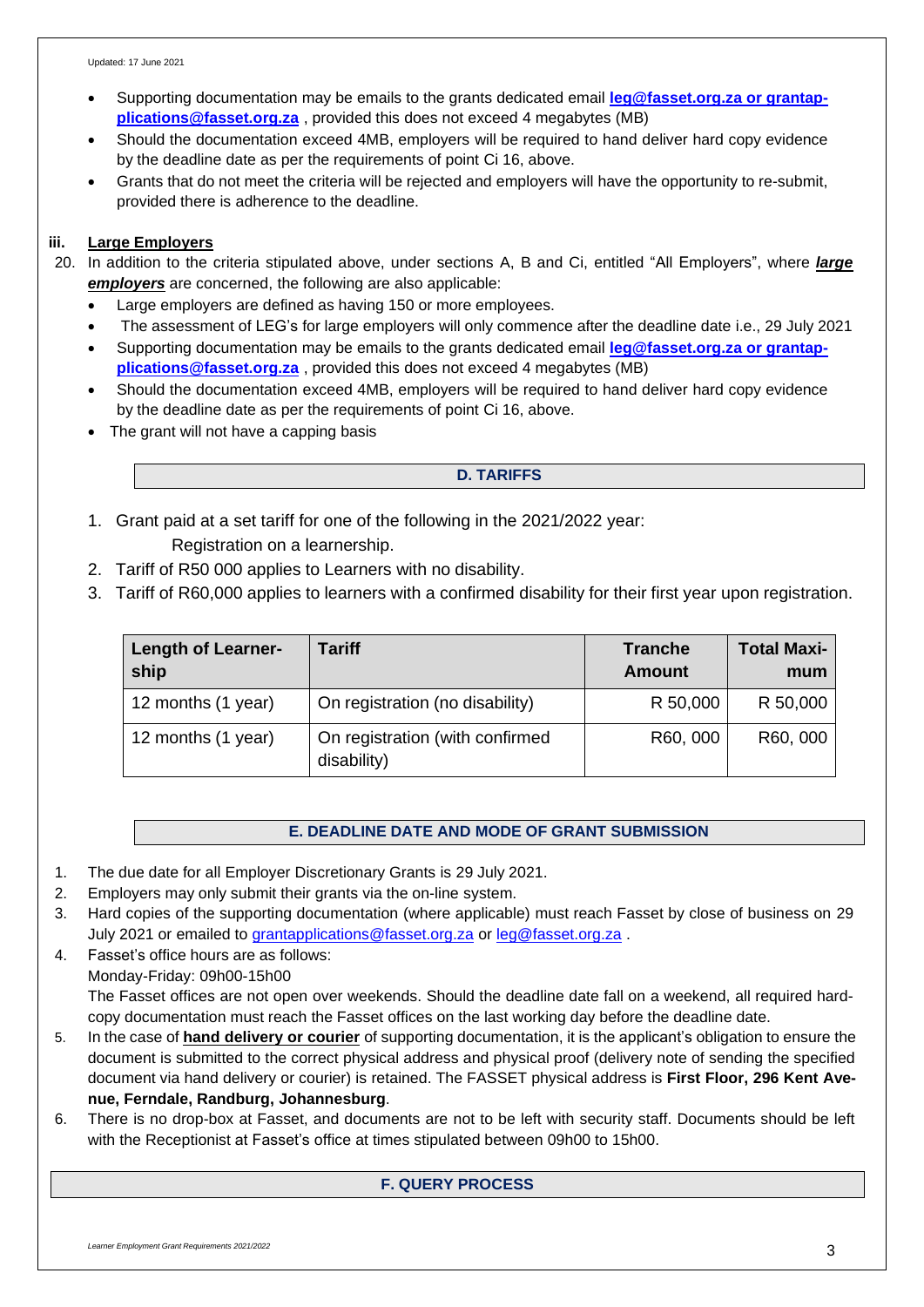- Supporting documentation may be emails to the grants dedicated email **leg@fasset.org.za or grantapplications@fasset.org.za** , provided this does not exceed 4 megabytes (MB)
- Should the documentation exceed 4MB, employers will be required to hand deliver hard copy evidence by the deadline date as per the requirements of point Ci 16, above.
- Grants that do not meet the criteria will be rejected and employers will have the opportunity to re-submit, provided there is adherence to the deadline.

### iii. Large Employers

20. In addition to the criteria stipulated above, under sections A, B and Ci, entitled "All Employers", where ***large employers*** are concerned, the following are also applicable:
    - Large employers are defined as having 150 or more employees.
    - The assessment of LEG's for large employers will only commence after the deadline date i.e., 29 July 2021
    - Supporting documentation may be emails to the grants dedicated email **leg@fasset.org.za or grantapplications@fasset.org.za** , provided this does not exceed 4 megabytes (MB)
    - Should the documentation exceed 4MB, employers will be required to hand deliver hard copy evidence by the deadline date as per the requirements of point Ci 16, above.
    - The grant will not have a capping basis

## D. TARIFFS

1. Grant paid at a set tariff for one of the following in the 2021/2022 year:
   Registration on a learnership.
2. Tariff of R50 000 applies to Learners with no disability.
3. Tariff of R60,000 applies to learners with a confirmed disability for their first year upon registration.

| Length of Learnership | Tariff | Tranche Amount | Total Maximum |
|---|---|---|---|
| 12 months (1 year) | On registration (no disability) | R 50,000 | R 50,000 |
| 12 months (1 year) | On registration (with confirmed disability) | R60, 000 | R60, 000 |

## E. DEADLINE DATE AND MODE OF GRANT SUBMISSION

1. The due date for all Employer Discretionary Grants is 29 July 2021.
2. Employers may only submit their grants via the on-line system.
3. Hard copies of the supporting documentation (where applicable) must reach Fasset by close of business on 29 July 2021 or emailed to grantapplications@fasset.org.za or leg@fasset.org.za .
4. Fasset's office hours are as follows:
   Monday-Friday: 09h00-15h00
   The Fasset offices are not open over weekends. Should the deadline date fall on a weekend, all required hard-copy documentation must reach the Fasset offices on the last working day before the deadline date.
5. In the case of **hand delivery or courier** of supporting documentation, it is the applicant's obligation to ensure the document is submitted to the correct physical address and physical proof (delivery note of sending the specified document via hand delivery or courier) is retained. The FASSET physical address is **First Floor, 296 Kent Avenue, Ferndale, Randburg, Johannesburg**.
6. There is no drop-box at Fasset, and documents are not to be left with security staff. Documents should be left with the Receptionist at Fasset's office at times stipulated between 09h00 to 15h00.

## F. QUERY PROCESS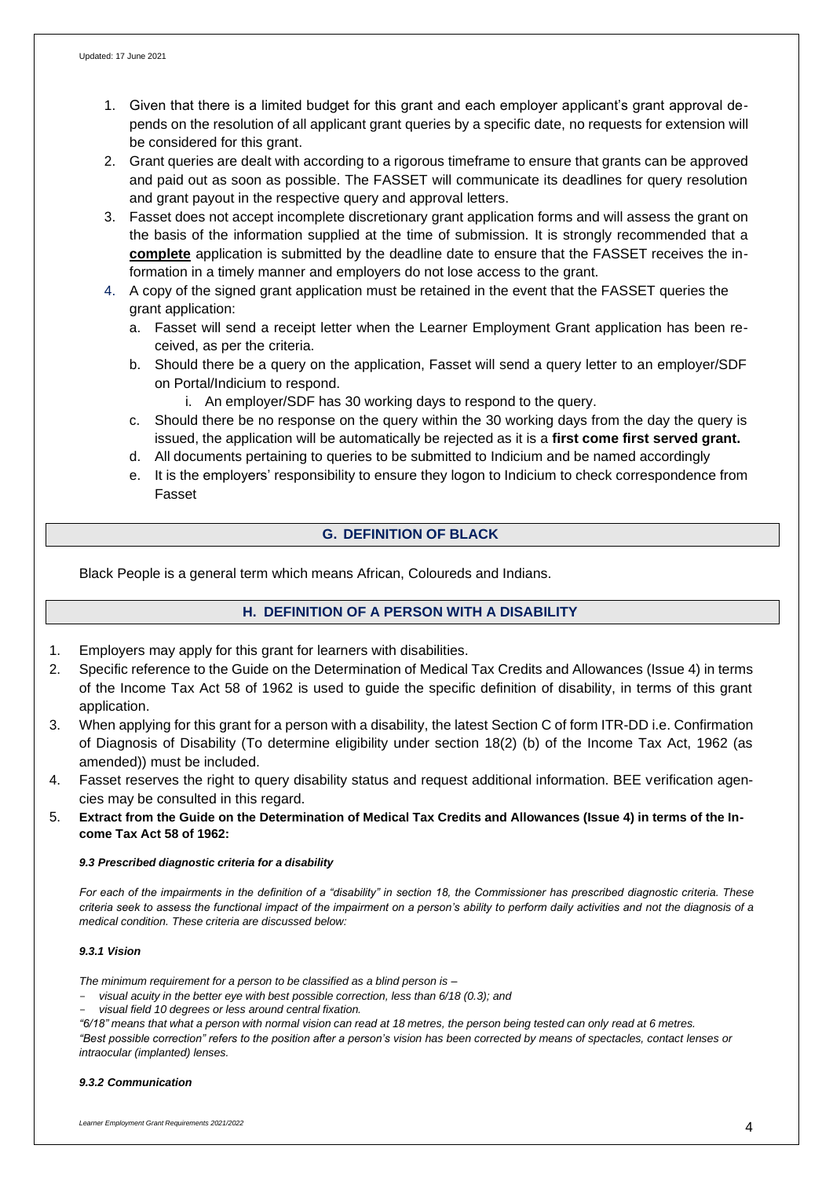1. Given that there is a limited budget for this grant and each employer applicant's grant approval depends on the resolution of all applicant grant queries by a specific date, no requests for extension will be considered for this grant.
2. Grant queries are dealt with according to a rigorous timeframe to ensure that grants can be approved and paid out as soon as possible. The FASSET will communicate its deadlines for query resolution and grant payout in the respective query and approval letters.
3. Fasset does not accept incomplete discretionary grant application forms and will assess the grant on the basis of the information supplied at the time of submission. It is strongly recommended that a **complete** application is submitted by the deadline date to ensure that the FASSET receives the information in a timely manner and employers do not lose access to the grant.
4. A copy of the signed grant application must be retained in the event that the FASSET queries the grant application:
   a. Fasset will send a receipt letter when the Learner Employment Grant application has been received, as per the criteria.
   b. Should there be a query on the application, Fasset will send a query letter to an employer/SDF on Portal/Indicium to respond.
      i. An employer/SDF has 30 working days to respond to the query.
   c. Should there be no response on the query within the 30 working days from the day the query is issued, the application will be automatically be rejected as it is a **first come first served grant.**
   d. All documents pertaining to queries to be submitted to Indicium and be named accordingly
   e. It is the employers' responsibility to ensure they logon to Indicium to check correspondence from Fasset

## G. DEFINITION OF BLACK

Black People is a general term which means African, Coloureds and Indians.

## H. DEFINITION OF A PERSON WITH A DISABILITY

1. Employers may apply for this grant for learners with disabilities.
2. Specific reference to the Guide on the Determination of Medical Tax Credits and Allowances (Issue 4) in terms of the Income Tax Act 58 of 1962 is used to guide the specific definition of disability, in terms of this grant application.
3. When applying for this grant for a person with a disability, the latest Section C of form ITR-DD i.e. Confirmation of Diagnosis of Disability (To determine eligibility under section 18(2) (b) of the Income Tax Act, 1962 (as amended)) must be included.
4. Fasset reserves the right to query disability status and request additional information. BEE verification agencies may be consulted in this regard.
5. **Extract from the Guide on the Determination of Medical Tax Credits and Allowances (Issue 4) in terms of the Income Tax Act 58 of 1962:**

***9.3 Prescribed diagnostic criteria for a disability***

*For each of the impairments in the definition of a "disability" in section 18, the Commissioner has prescribed diagnostic criteria. These criteria seek to assess the functional impact of the impairment on a person's ability to perform daily activities and not the diagnosis of a medical condition. These criteria are discussed below:*

***9.3.1 Vision***

*The minimum requirement for a person to be classified as a blind person is –*

- *visual acuity in the better eye with best possible correction, less than 6/18 (0.3); and*
- *visual field 10 degrees or less around central fixation.*

*"6/18" means that what a person with normal vision can read at 18 metres, the person being tested can only read at 6 metres.*
*"Best possible correction" refers to the position after a person's vision has been corrected by means of spectacles, contact lenses or intraocular (implanted) lenses.*

***9.3.2 Communication***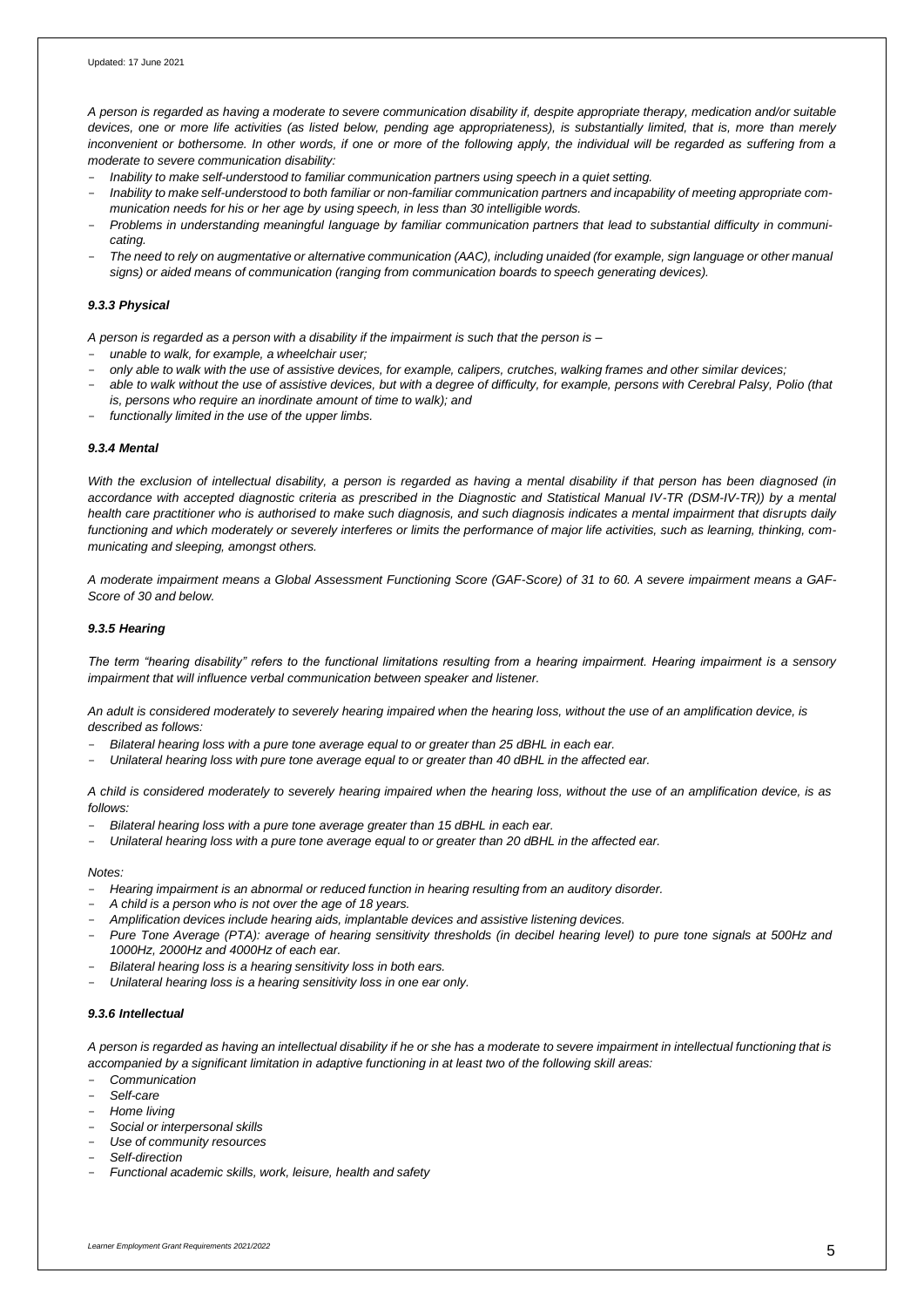*A person is regarded as having a moderate to severe communication disability if, despite appropriate therapy, medication and/or suitable devices, one or more life activities (as listed below, pending age appropriateness), is substantially limited, that is, more than merely inconvenient or bothersome. In other words, if one or more of the following apply, the individual will be regarded as suffering from a moderate to severe communication disability:*

- *Inability to make self-understood to familiar communication partners using speech in a quiet setting.*
- *Inability to make self-understood to both familiar or non-familiar communication partners and incapability of meeting appropriate communication needs for his or her age by using speech, in less than 30 intelligible words.*
- *Problems in understanding meaningful language by familiar communication partners that lead to substantial difficulty in communicating.*
- *The need to rely on augmentative or alternative communication (AAC), including unaided (for example, sign language or other manual signs) or aided means of communication (ranging from communication boards to speech generating devices).*

### *9.3.3 Physical*

*A person is regarded as a person with a disability if the impairment is such that the person is –*

- *unable to walk, for example, a wheelchair user;*
- *only able to walk with the use of assistive devices, for example, calipers, crutches, walking frames and other similar devices;*
- *able to walk without the use of assistive devices, but with a degree of difficulty, for example, persons with Cerebral Palsy, Polio (that is, persons who require an inordinate amount of time to walk); and*
- *functionally limited in the use of the upper limbs.*

### *9.3.4 Mental*

*With the exclusion of intellectual disability, a person is regarded as having a mental disability if that person has been diagnosed (in accordance with accepted diagnostic criteria as prescribed in the Diagnostic and Statistical Manual IV-TR (DSM-IV-TR)) by a mental health care practitioner who is authorised to make such diagnosis, and such diagnosis indicates a mental impairment that disrupts daily functioning and which moderately or severely interferes or limits the performance of major life activities, such as learning, thinking, communicating and sleeping, amongst others.*

*A moderate impairment means a Global Assessment Functioning Score (GAF-Score) of 31 to 60. A severe impairment means a GAF-Score of 30 and below.*

### *9.3.5 Hearing*

*The term "hearing disability" refers to the functional limitations resulting from a hearing impairment. Hearing impairment is a sensory impairment that will influence verbal communication between speaker and listener.*

*An adult is considered moderately to severely hearing impaired when the hearing loss, without the use of an amplification device, is described as follows:*

- *Bilateral hearing loss with a pure tone average equal to or greater than 25 dBHL in each ear.*
- *Unilateral hearing loss with pure tone average equal to or greater than 40 dBHL in the affected ear.*

*A child is considered moderately to severely hearing impaired when the hearing loss, without the use of an amplification device, is as follows:*

- *Bilateral hearing loss with a pure tone average greater than 15 dBHL in each ear.*
- *Unilateral hearing loss with a pure tone average equal to or greater than 20 dBHL in the affected ear.*

*Notes:*

- *Hearing impairment is an abnormal or reduced function in hearing resulting from an auditory disorder.*
- *A child is a person who is not over the age of 18 years.*
- *Amplification devices include hearing aids, implantable devices and assistive listening devices.*
- *Pure Tone Average (PTA): average of hearing sensitivity thresholds (in decibel hearing level) to pure tone signals at 500Hz and 1000Hz, 2000Hz and 4000Hz of each ear.*
- *Bilateral hearing loss is a hearing sensitivity loss in both ears.*
- *Unilateral hearing loss is a hearing sensitivity loss in one ear only.*

### *9.3.6 Intellectual*

*A person is regarded as having an intellectual disability if he or she has a moderate to severe impairment in intellectual functioning that is accompanied by a significant limitation in adaptive functioning in at least two of the following skill areas:*

- *Communication*
- *Self-care*
- *Home living*
- *Social or interpersonal skills*
- *Use of community resources*
- *Self-direction*
- *Functional academic skills, work, leisure, health and safety*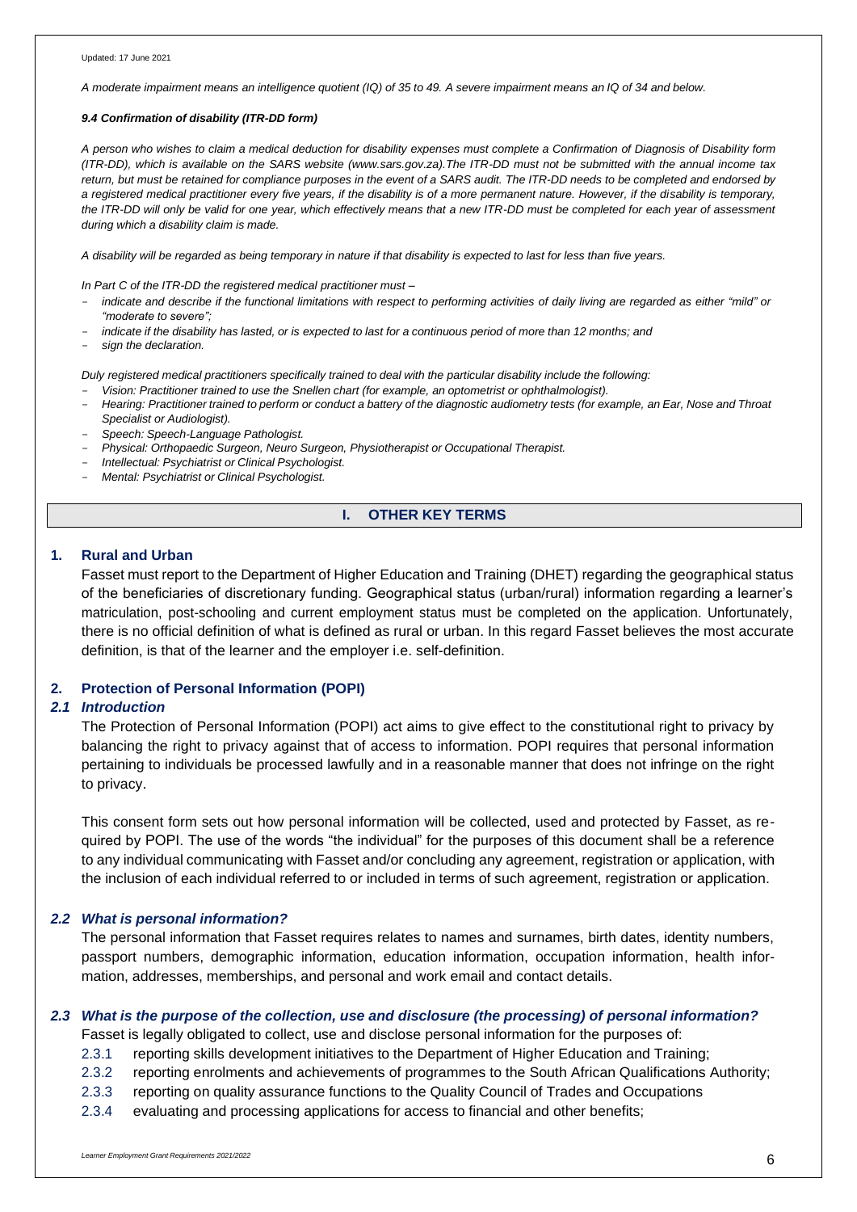*A moderate impairment means an intelligence quotient (IQ) of 35 to 49. A severe impairment means an IQ of 34 and below.*

#### *9.4 Confirmation of disability (ITR-DD form)*

*A person who wishes to claim a medical deduction for disability expenses must complete a Confirmation of Diagnosis of Disability form (ITR-DD), which is available on the SARS website (www.sars.gov.za).The ITR-DD must not be submitted with the annual income tax return, but must be retained for compliance purposes in the event of a SARS audit. The ITR-DD needs to be completed and endorsed by a registered medical practitioner every five years, if the disability is of a more permanent nature. However, if the disability is temporary, the ITR-DD will only be valid for one year, which effectively means that a new ITR-DD must be completed for each year of assessment during which a disability claim is made.*

*A disability will be regarded as being temporary in nature if that disability is expected to last for less than five years.*

*In Part C of the ITR-DD the registered medical practitioner must –*

- *indicate and describe if the functional limitations with respect to performing activities of daily living are regarded as either "mild" or "moderate to severe";*
- *indicate if the disability has lasted, or is expected to last for a continuous period of more than 12 months; and*
- *sign the declaration.*

*Duly registered medical practitioners specifically trained to deal with the particular disability include the following:*

- *Vision: Practitioner trained to use the Snellen chart (for example, an optometrist or ophthalmologist).*
- *Hearing: Practitioner trained to perform or conduct a battery of the diagnostic audiometry tests (for example, an Ear, Nose and Throat Specialist or Audiologist).*
- *Speech: Speech-Language Pathologist.*
- *Physical: Orthopaedic Surgeon, Neuro Surgeon, Physiotherapist or Occupational Therapist.*
- *Intellectual: Psychiatrist or Clinical Psychologist.*
- *Mental: Psychiatrist or Clinical Psychologist.*

## I. OTHER KEY TERMS

### 1. Rural and Urban

Fasset must report to the Department of Higher Education and Training (DHET) regarding the geographical status of the beneficiaries of discretionary funding. Geographical status (urban/rural) information regarding a learner's matriculation, post-schooling and current employment status must be completed on the application. Unfortunately, there is no official definition of what is defined as rural or urban. In this regard Fasset believes the most accurate definition, is that of the learner and the employer i.e. self-definition.

### 2. Protection of Personal Information (POPI)

#### *2.1 Introduction*

The Protection of Personal Information (POPI) act aims to give effect to the constitutional right to privacy by balancing the right to privacy against that of access to information. POPI requires that personal information pertaining to individuals be processed lawfully and in a reasonable manner that does not infringe on the right to privacy.

This consent form sets out how personal information will be collected, used and protected by Fasset, as required by POPI. The use of the words "the individual" for the purposes of this document shall be a reference to any individual communicating with Fasset and/or concluding any agreement, registration or application, with the inclusion of each individual referred to or included in terms of such agreement, registration or application.

#### *2.2 What is personal information?*

The personal information that Fasset requires relates to names and surnames, birth dates, identity numbers, passport numbers, demographic information, education information, occupation information, health information, addresses, memberships, and personal and work email and contact details.

#### *2.3 What is the purpose of the collection, use and disclosure (the processing) of personal information?*

Fasset is legally obligated to collect, use and disclose personal information for the purposes of:

2.3.1 reporting skills development initiatives to the Department of Higher Education and Training;
2.3.2 reporting enrolments and achievements of programmes to the South African Qualifications Authority;
2.3.3 reporting on quality assurance functions to the Quality Council of Trades and Occupations
2.3.4 evaluating and processing applications for access to financial and other benefits;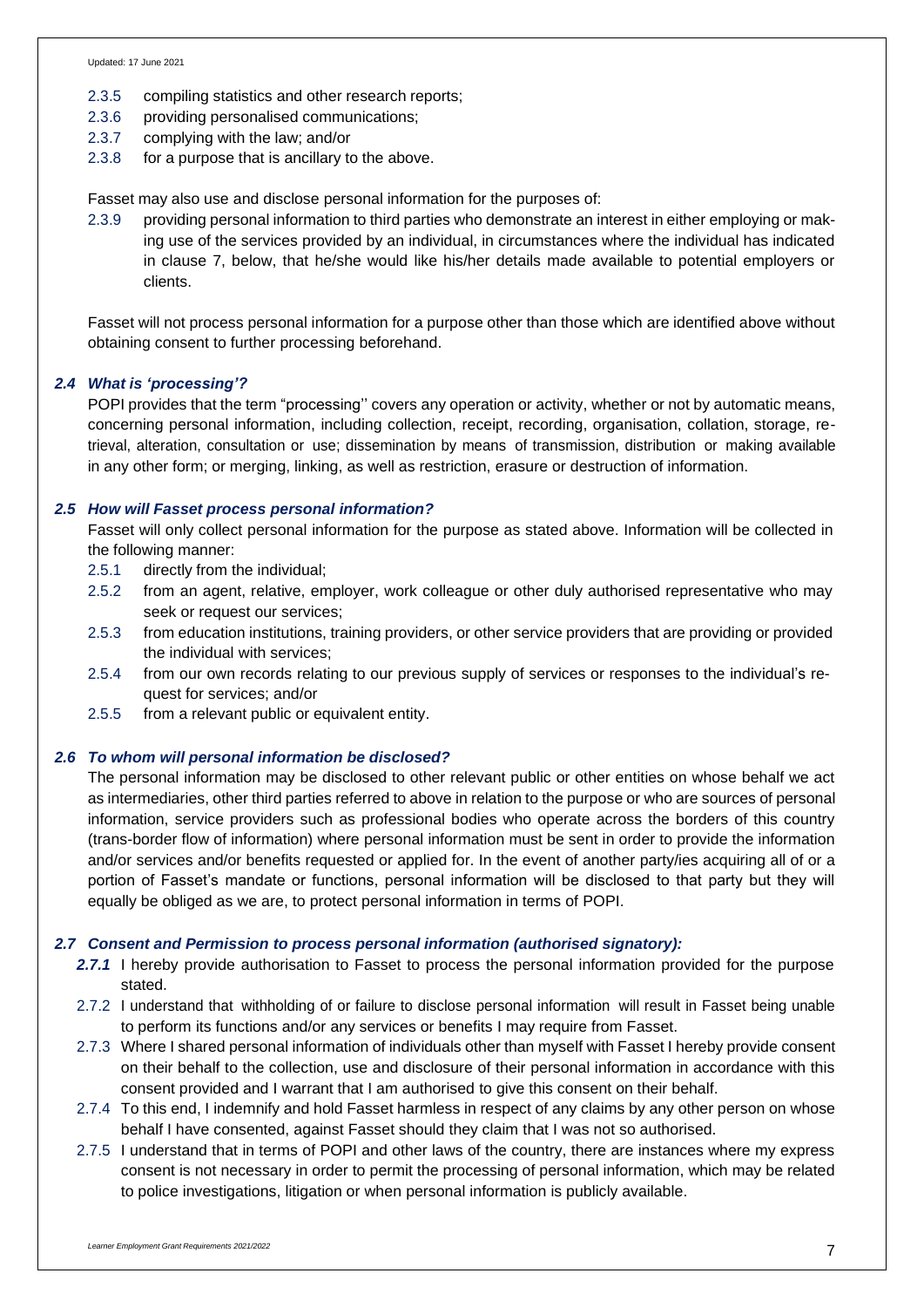- 2.3.5 compiling statistics and other research reports;
- 2.3.6 providing personalised communications;
- 2.3.7 complying with the law; and/or
- 2.3.8 for a purpose that is ancillary to the above.

Fasset may also use and disclose personal information for the purposes of:

- 2.3.9 providing personal information to third parties who demonstrate an interest in either employing or making use of the services provided by an individual, in circumstances where the individual has indicated in clause 7, below, that he/she would like his/her details made available to potential employers or clients.

Fasset will not process personal information for a purpose other than those which are identified above without obtaining consent to further processing beforehand.

### *2.4 What is 'processing'?*

POPI provides that the term "processing'' covers any operation or activity, whether or not by automatic means, concerning personal information, including collection, receipt, recording, organisation, collation, storage, retrieval, alteration, consultation or use; dissemination by means of transmission, distribution or making available in any other form; or merging, linking, as well as restriction, erasure or destruction of information.

### *2.5 How will Fasset process personal information?*

Fasset will only collect personal information for the purpose as stated above. Information will be collected in the following manner:

- 2.5.1 directly from the individual;
- 2.5.2 from an agent, relative, employer, work colleague or other duly authorised representative who may seek or request our services;
- 2.5.3 from education institutions, training providers, or other service providers that are providing or provided the individual with services;
- 2.5.4 from our own records relating to our previous supply of services or responses to the individual's request for services; and/or
- 2.5.5 from a relevant public or equivalent entity.

### *2.6 To whom will personal information be disclosed?*

The personal information may be disclosed to other relevant public or other entities on whose behalf we act as intermediaries, other third parties referred to above in relation to the purpose or who are sources of personal information, service providers such as professional bodies who operate across the borders of this country (trans-border flow of information) where personal information must be sent in order to provide the information and/or services and/or benefits requested or applied for. In the event of another party/ies acquiring all of or a portion of Fasset's mandate or functions, personal information will be disclosed to that party but they will equally be obliged as we are, to protect personal information in terms of POPI.

### *2.7 Consent and Permission to process personal information (authorised signatory):*

- ***2.7.1*** I hereby provide authorisation to Fasset to process the personal information provided for the purpose stated.
- 2.7.2 I understand that withholding of or failure to disclose personal information will result in Fasset being unable to perform its functions and/or any services or benefits I may require from Fasset.
- 2.7.3 Where I shared personal information of individuals other than myself with Fasset I hereby provide consent on their behalf to the collection, use and disclosure of their personal information in accordance with this consent provided and I warrant that I am authorised to give this consent on their behalf.
- 2.7.4 To this end, I indemnify and hold Fasset harmless in respect of any claims by any other person on whose behalf I have consented, against Fasset should they claim that I was not so authorised.
- 2.7.5 I understand that in terms of POPI and other laws of the country, there are instances where my express consent is not necessary in order to permit the processing of personal information, which may be related to police investigations, litigation or when personal information is publicly available.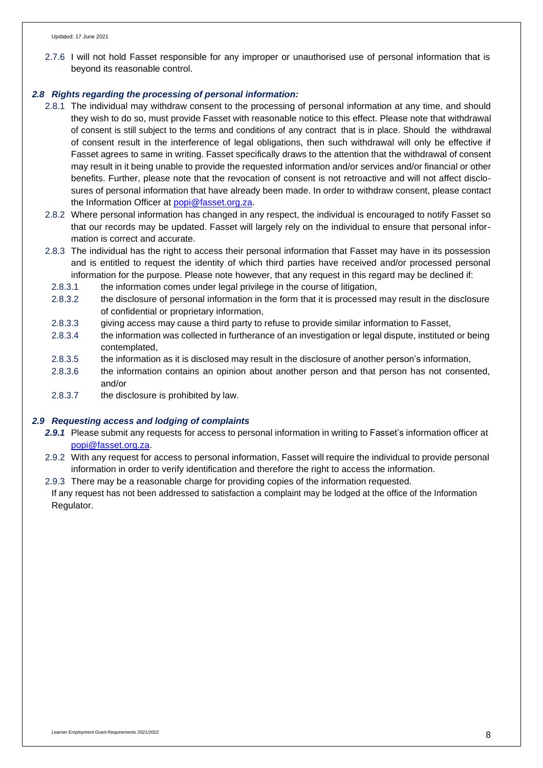2.7.6 I will not hold Fasset responsible for any improper or unauthorised use of personal information that is beyond its reasonable control.

### *2.8 Rights regarding the processing of personal information:*

2.8.1 The individual may withdraw consent to the processing of personal information at any time, and should they wish to do so, must provide Fasset with reasonable notice to this effect. Please note that withdrawal of consent is still subject to the terms and conditions of any contract that is in place. Should the withdrawal of consent result in the interference of legal obligations, then such withdrawal will only be effective if Fasset agrees to same in writing. Fasset specifically draws to the attention that the withdrawal of consent may result in it being unable to provide the requested information and/or services and/or financial or other benefits. Further, please note that the revocation of consent is not retroactive and will not affect disclosures of personal information that have already been made. In order to withdraw consent, please contact the Information Officer at popi@fasset.org.za.

2.8.2 Where personal information has changed in any respect, the individual is encouraged to notify Fasset so that our records may be updated. Fasset will largely rely on the individual to ensure that personal information is correct and accurate.

2.8.3 The individual has the right to access their personal information that Fasset may have in its possession and is entitled to request the identity of which third parties have received and/or processed personal information for the purpose. Please note however, that any request in this regard may be declined if:

- 2.8.3.1 the information comes under legal privilege in the course of litigation,
- 2.8.3.2 the disclosure of personal information in the form that it is processed may result in the disclosure of confidential or proprietary information,
- 2.8.3.3 giving access may cause a third party to refuse to provide similar information to Fasset,
- 2.8.3.4 the information was collected in furtherance of an investigation or legal dispute, instituted or being contemplated,
- 2.8.3.5 the information as it is disclosed may result in the disclosure of another person's information,
- 2.8.3.6 the information contains an opinion about another person and that person has not consented, and/or
- 2.8.3.7 the disclosure is prohibited by law.

### *2.9 Requesting access and lodging of complaints*

***2.9.1*** Please submit any requests for access to personal information in writing to Fasset's information officer at popi@fasset.org.za.

2.9.2 With any request for access to personal information, Fasset will require the individual to provide personal information in order to verify identification and therefore the right to access the information.

2.9.3 There may be a reasonable charge for providing copies of the information requested.

If any request has not been addressed to satisfaction a complaint may be lodged at the office of the Information Regulator.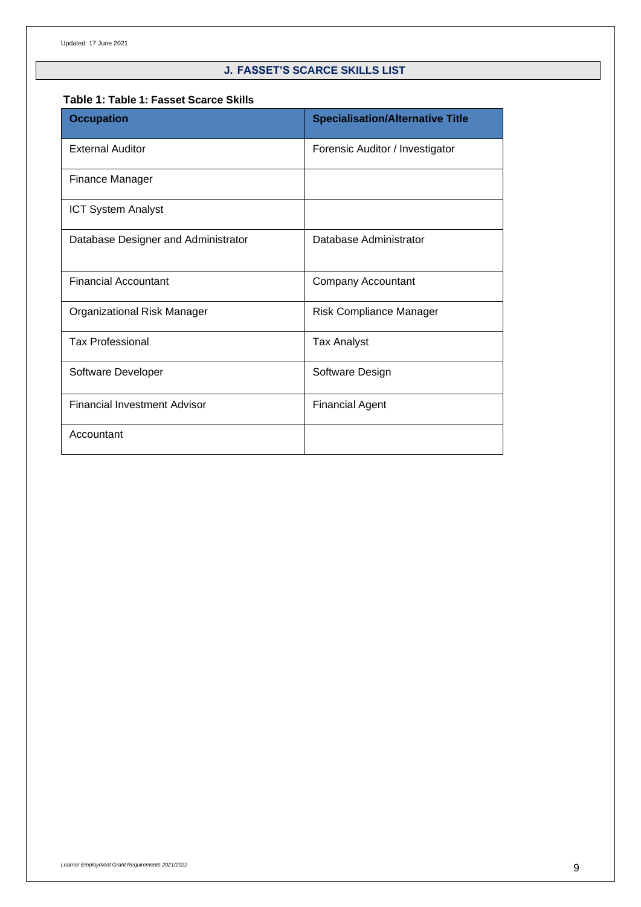## J. FASSET'S SCARCE SKILLS LIST

**Table 1: Table 1: Fasset Scarce Skills**

| Occupation | Specialisation/Alternative Title |
|---|---|
| External Auditor | Forensic Auditor / Investigator |
| Finance Manager | |
| ICT System Analyst | |
| Database Designer and Administrator | Database Administrator |
| Financial Accountant | Company Accountant |
| Organizational Risk Manager | Risk Compliance Manager |
| Tax Professional | Tax Analyst |
| Software Developer | Software Design |
| Financial Investment Advisor | Financial Agent |
| Accountant | |